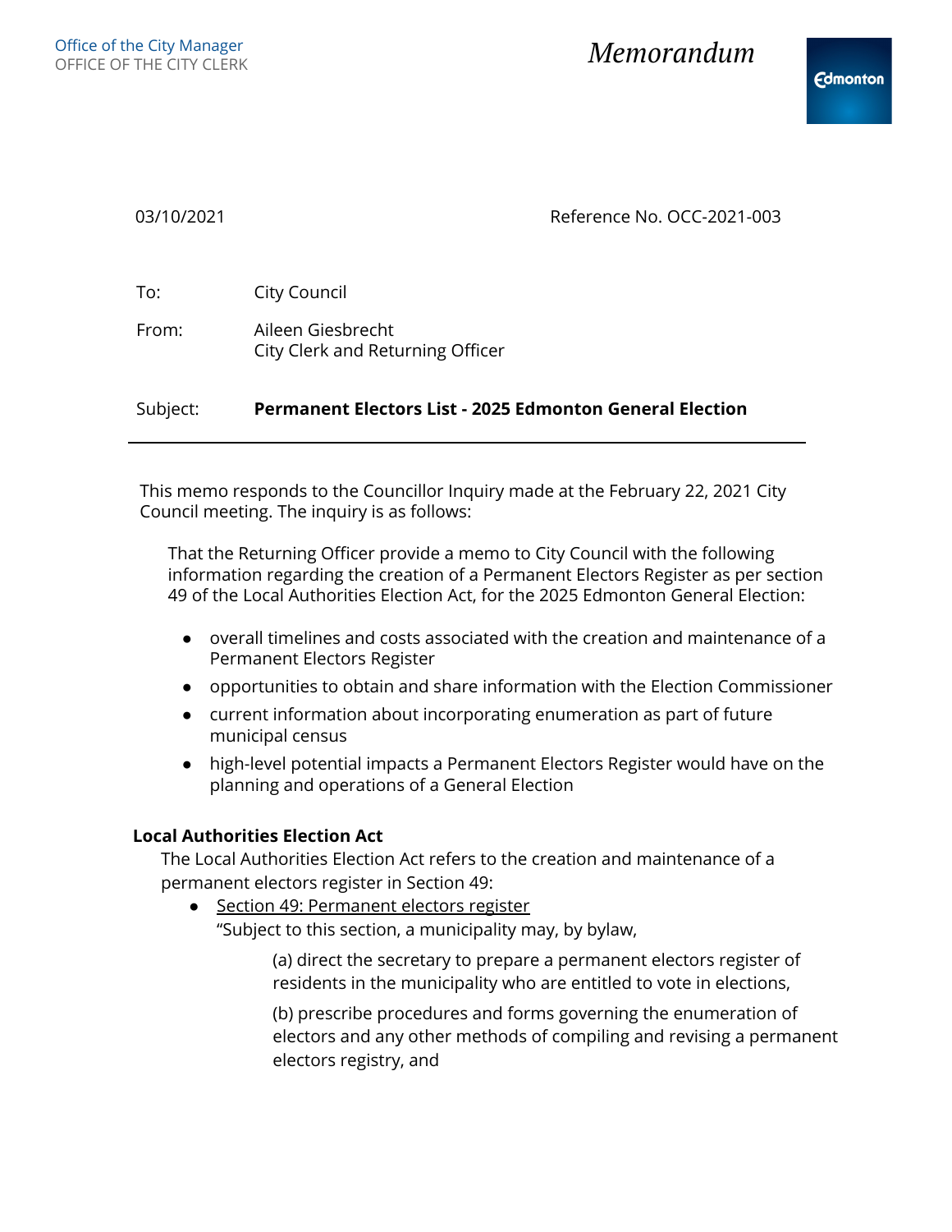Office of the City Manager
OFFICE OF THE CITY CLERK

# *Memorandum*

03/10/2021 Reference No. OCC-2021-003

To: City Council

From: Aileen Giesbrecht
City Clerk and Returning Officer

Subject: **Permanent Electors List - 2025 Edmonton General Election**

---

This memo responds to the Councillor Inquiry made at the February 22, 2021 City Council meeting. The inquiry is as follows:

> That the Returning Officer provide a memo to City Council with the following information regarding the creation of a Permanent Electors Register as per section 49 of the Local Authorities Election Act, for the 2025 Edmonton General Election:
>
> - overall timelines and costs associated with the creation and maintenance of a Permanent Electors Register
> - opportunities to obtain and share information with the Election Commissioner
> - current information about incorporating enumeration as part of future municipal census
> - high-level potential impacts a Permanent Electors Register would have on the planning and operations of a General Election

### Local Authorities Election Act

The Local Authorities Election Act refers to the creation and maintenance of a permanent electors register in Section 49:

- Section 49: Permanent electors register
  "Subject to this section, a municipality may, by bylaw,

  (a) direct the secretary to prepare a permanent electors register of residents in the municipality who are entitled to vote in elections,

  (b) prescribe procedures and forms governing the enumeration of electors and any other methods of compiling and revising a permanent electors registry, and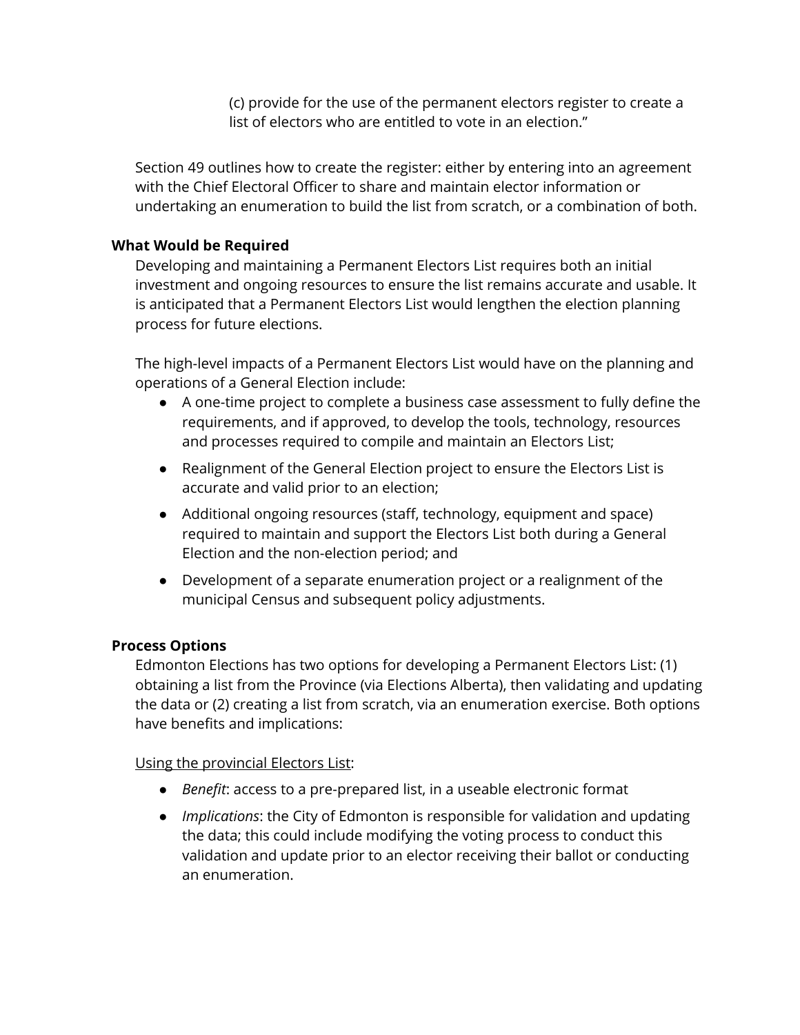(c) provide for the use of the permanent electors register to create a list of electors who are entitled to vote in an election."

Section 49 outlines how to create the register: either by entering into an agreement with the Chief Electoral Officer to share and maintain elector information or undertaking an enumeration to build the list from scratch, or a combination of both.

**What Would be Required**

Developing and maintaining a Permanent Electors List requires both an initial investment and ongoing resources to ensure the list remains accurate and usable. It is anticipated that a Permanent Electors List would lengthen the election planning process for future elections.

The high-level impacts of a Permanent Electors List would have on the planning and operations of a General Election include:

- A one-time project to complete a business case assessment to fully define the requirements, and if approved, to develop the tools, technology, resources and processes required to compile and maintain an Electors List;
- Realignment of the General Election project to ensure the Electors List is accurate and valid prior to an election;
- Additional ongoing resources (staff, technology, equipment and space) required to maintain and support the Electors List both during a General Election and the non-election period; and
- Development of a separate enumeration project or a realignment of the municipal Census and subsequent policy adjustments.

**Process Options**

Edmonton Elections has two options for developing a Permanent Electors List: (1) obtaining a list from the Province (via Elections Alberta), then validating and updating the data or (2) creating a list from scratch, via an enumeration exercise. Both options have benefits and implications:

<u>Using the provincial Electors List</u>:

- *Benefit*: access to a pre-prepared list, in a useable electronic format
- *Implications*: the City of Edmonton is responsible for validation and updating the data; this could include modifying the voting process to conduct this validation and update prior to an elector receiving their ballot or conducting an enumeration.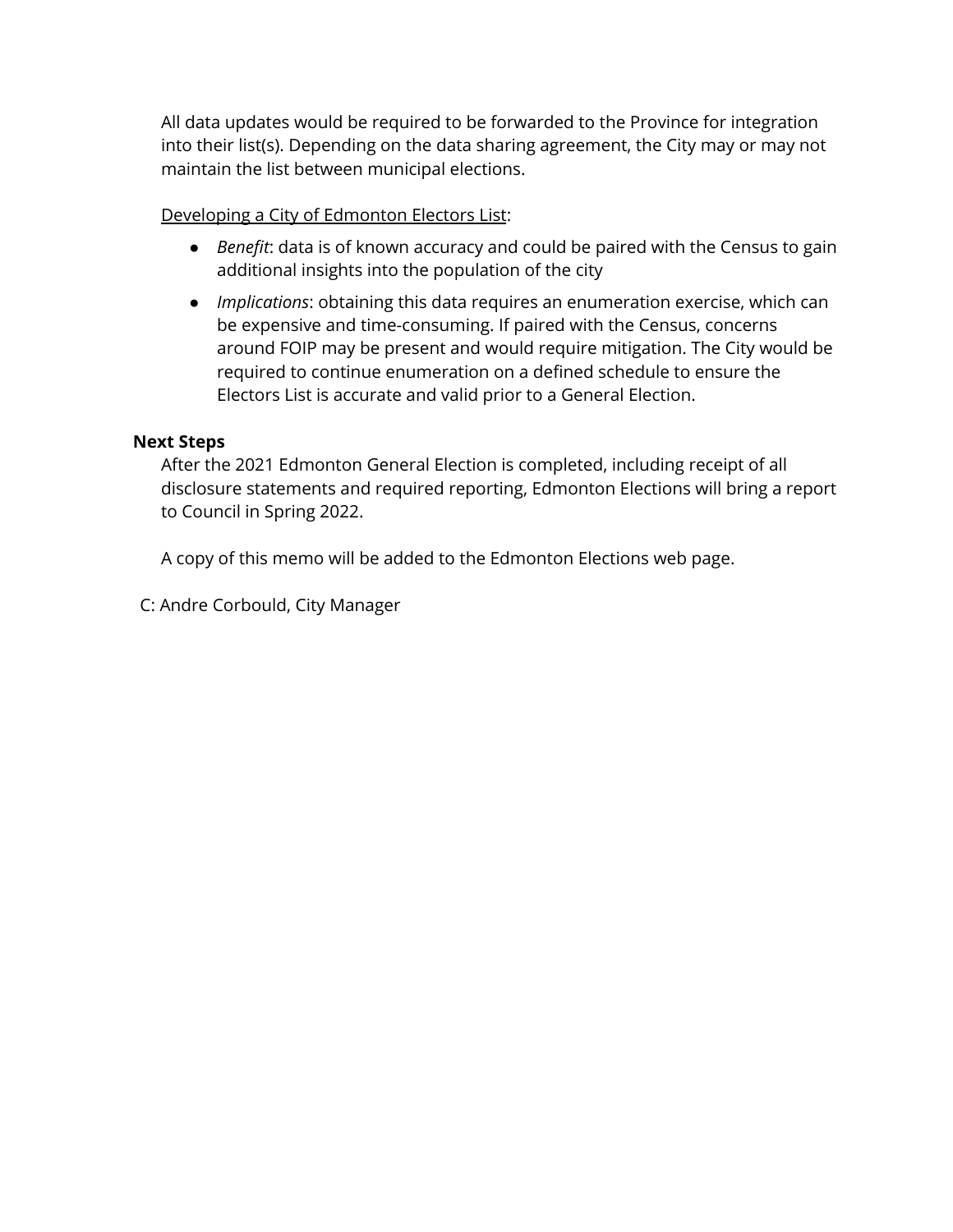All data updates would be required to be forwarded to the Province for integration into their list(s). Depending on the data sharing agreement, the City may or may not maintain the list between municipal elections.

<u>Developing a City of Edmonton Electors List</u>:

- *Benefit*: data is of known accuracy and could be paired with the Census to gain additional insights into the population of the city
- *Implications*: obtaining this data requires an enumeration exercise, which can be expensive and time-consuming. If paired with the Census, concerns around FOIP may be present and would require mitigation. The City would be required to continue enumeration on a defined schedule to ensure the Electors List is accurate and valid prior to a General Election.

**Next Steps**

After the 2021 Edmonton General Election is completed, including receipt of all disclosure statements and required reporting, Edmonton Elections will bring a report to Council in Spring 2022.

A copy of this memo will be added to the Edmonton Elections web page.

C: Andre Corbould, City Manager